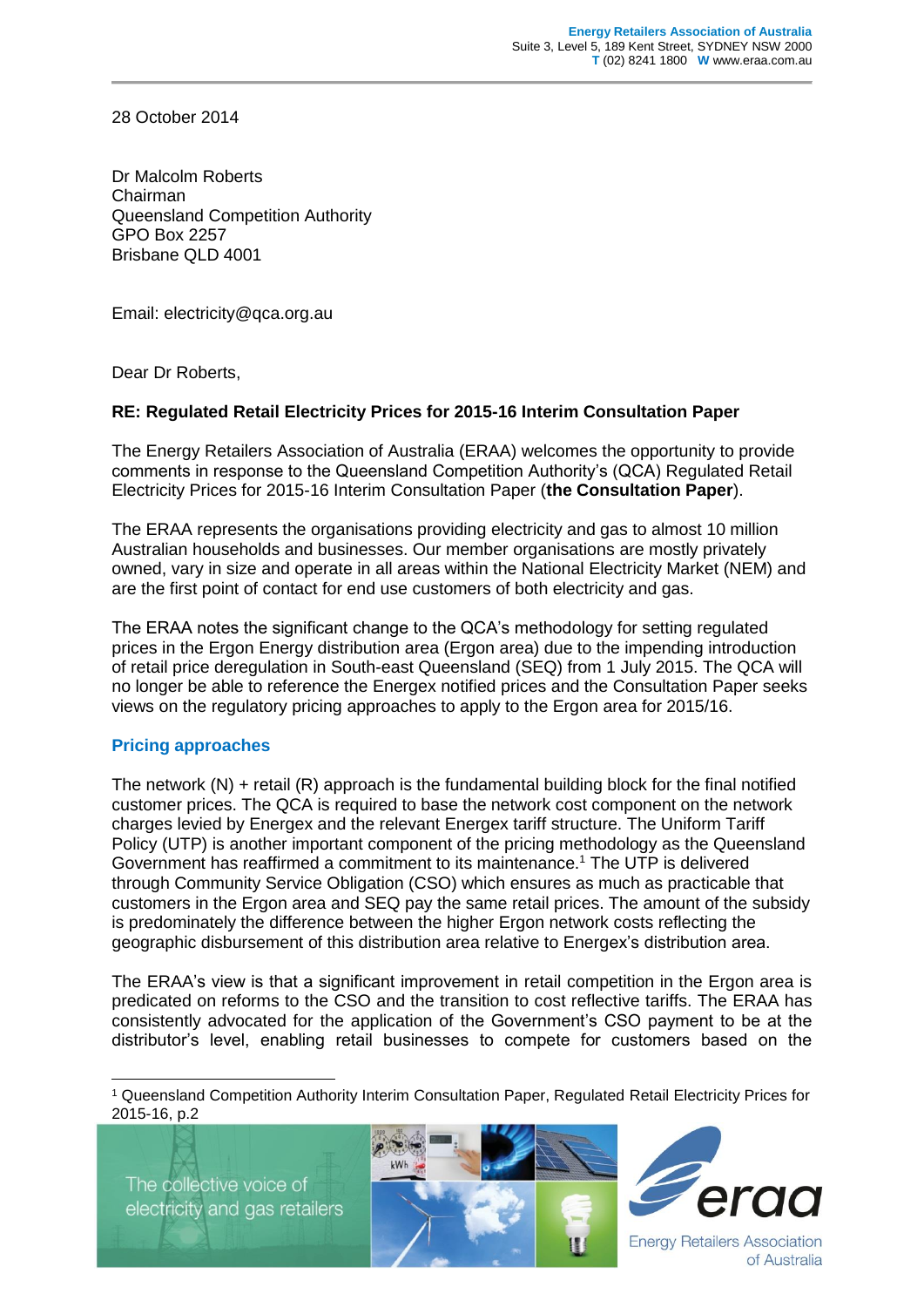Energy Retailers Association of Australia
Suite 3, Level 5, 189 Kent Street, SYDNEY NSW 2000
T (02) 8241 1800 W www.eraa.com.au

28 October 2014

Dr Malcolm Roberts
Chairman
Queensland Competition Authority
GPO Box 2257
Brisbane QLD 4001

Email: electricity@qca.org.au

Dear Dr Roberts,

**RE: Regulated Retail Electricity Prices for 2015-16 Interim Consultation Paper**

The Energy Retailers Association of Australia (ERAA) welcomes the opportunity to provide comments in response to the Queensland Competition Authority's (QCA) Regulated Retail Electricity Prices for 2015-16 Interim Consultation Paper (**the Consultation Paper**).

The ERAA represents the organisations providing electricity and gas to almost 10 million Australian households and businesses. Our member organisations are mostly privately owned, vary in size and operate in all areas within the National Electricity Market (NEM) and are the first point of contact for end use customers of both electricity and gas.

The ERAA notes the significant change to the QCA's methodology for setting regulated prices in the Ergon Energy distribution area (Ergon area) due to the impending introduction of retail price deregulation in South-east Queensland (SEQ) from 1 July 2015. The QCA will no longer be able to reference the Energex notified prices and the Consultation Paper seeks views on the regulatory pricing approaches to apply to the Ergon area for 2015/16.

## Pricing approaches

The network (N) + retail (R) approach is the fundamental building block for the final notified customer prices. The QCA is required to base the network cost component on the network charges levied by Energex and the relevant Energex tariff structure. The Uniform Tariff Policy (UTP) is another important component of the pricing methodology as the Queensland Government has reaffirmed a commitment to its maintenance.[1] The UTP is delivered through Community Service Obligation (CSO) which ensures as much as practicable that customers in the Ergon area and SEQ pay the same retail prices. The amount of the subsidy is predominately the difference between the higher Ergon network costs reflecting the geographic disbursement of this distribution area relative to Energex's distribution area.

The ERAA's view is that a significant improvement in retail competition in the Ergon area is predicated on reforms to the CSO and the transition to cost reflective tariffs. The ERAA has consistently advocated for the application of the Government's CSO payment to be at the distributor's level, enabling retail businesses to compete for customers based on the

[1] Queensland Competition Authority Interim Consultation Paper, Regulated Retail Electricity Prices for 2015-16, p.2

The collective voice of electricity and gas retailers

eraa Energy Retailers Association of Australia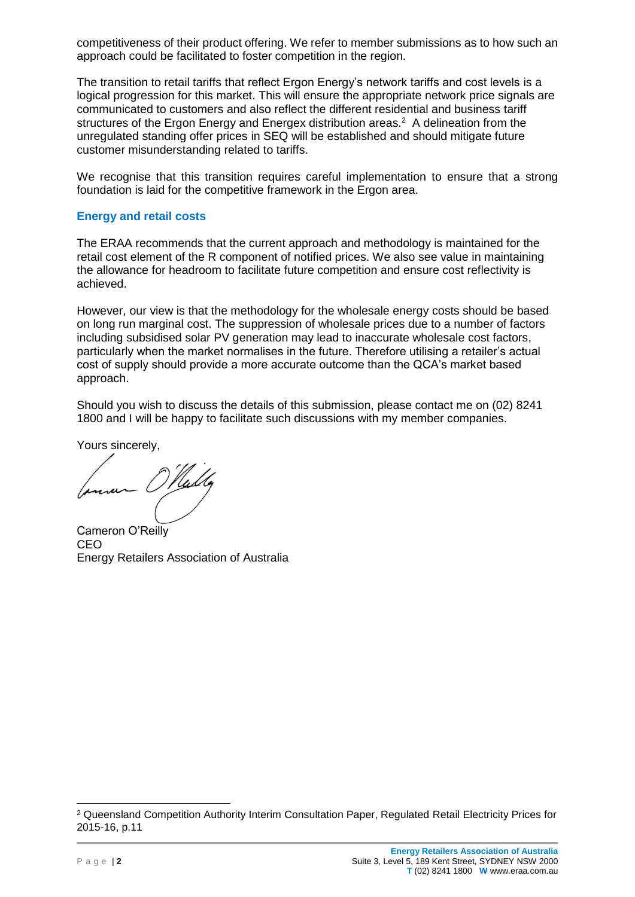competitiveness of their product offering. We refer to member submissions as to how such an approach could be facilitated to foster competition in the region.

The transition to retail tariffs that reflect Ergon Energy's network tariffs and cost levels is a logical progression for this market. This will ensure the appropriate network price signals are communicated to customers and also reflect the different residential and business tariff structures of the Ergon Energy and Energex distribution areas.[2] A delineation from the unregulated standing offer prices in SEQ will be established and should mitigate future customer misunderstanding related to tariffs.

We recognise that this transition requires careful implementation to ensure that a strong foundation is laid for the competitive framework in the Ergon area.

### Energy and retail costs

The ERAA recommends that the current approach and methodology is maintained for the retail cost element of the R component of notified prices. We also see value in maintaining the allowance for headroom to facilitate future competition and ensure cost reflectivity is achieved.

However, our view is that the methodology for the wholesale energy costs should be based on long run marginal cost. The suppression of wholesale prices due to a number of factors including subsidised solar PV generation may lead to inaccurate wholesale cost factors, particularly when the market normalises in the future. Therefore utilising a retailer's actual cost of supply should provide a more accurate outcome than the QCA's market based approach.

Should you wish to discuss the details of this submission, please contact me on (02) 8241 1800 and I will be happy to facilitate such discussions with my member companies.

Yours sincerely,

Cameron O'Reilly
CEO
Energy Retailers Association of Australia

---

[2] Queensland Competition Authority Interim Consultation Paper, Regulated Retail Electricity Prices for 2015-16, p.11

**Energy Retailers Association of Australia**
Suite 3, Level 5, 189 Kent Street, SYDNEY NSW 2000
**T** (02) 8241 1800 **W** www.eraa.com.au